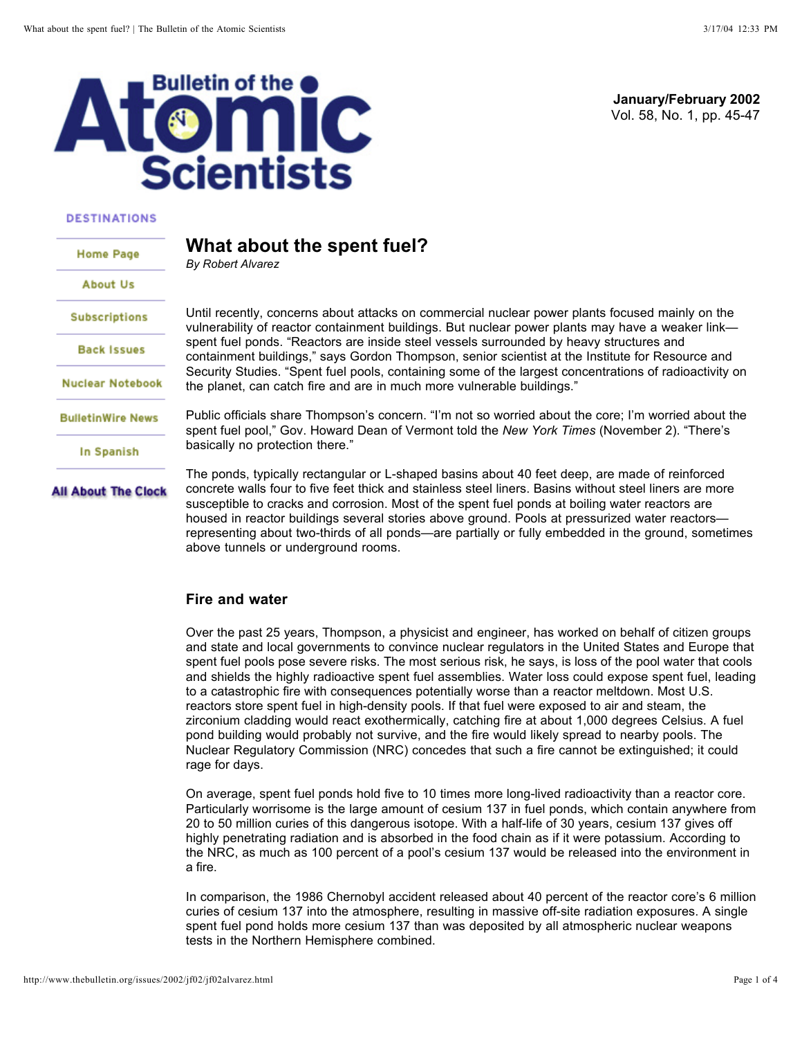# What about the spent fuel?

*By Robert Alvarez*

Until recently, concerns about attacks on commercial nuclear power plants focused mainly on the vulnerability of reactor containment buildings. But nuclear power plants may have a weaker link—spent fuel ponds. "Reactors are inside steel vessels surrounded by heavy structures and containment buildings," says Gordon Thompson, senior scientist at the Institute for Resource and Security Studies. "Spent fuel pools, containing some of the largest concentrations of radioactivity on the planet, can catch fire and are in much more vulnerable buildings."

Public officials share Thompson's concern. "I'm not so worried about the core; I'm worried about the spent fuel pool," Gov. Howard Dean of Vermont told the *New York Times* (November 2). "There's basically no protection there."

The ponds, typically rectangular or L-shaped basins about 40 feet deep, are made of reinforced concrete walls four to five feet thick and stainless steel liners. Basins without steel liners are more susceptible to cracks and corrosion. Most of the spent fuel ponds at boiling water reactors are housed in reactor buildings several stories above ground. Pools at pressurized water reactors—representing about two-thirds of all ponds—are partially or fully embedded in the ground, sometimes above tunnels or underground rooms.

## Fire and water

Over the past 25 years, Thompson, a physicist and engineer, has worked on behalf of citizen groups and state and local governments to convince nuclear regulators in the United States and Europe that spent fuel pools pose severe risks. The most serious risk, he says, is loss of the pool water that cools and shields the highly radioactive spent fuel assemblies. Water loss could expose spent fuel, leading to a catastrophic fire with consequences potentially worse than a reactor meltdown. Most U.S. reactors store spent fuel in high-density pools. If that fuel were exposed to air and steam, the zirconium cladding would react exothermically, catching fire at about 1,000 degrees Celsius. A fuel pond building would probably not survive, and the fire would likely spread to nearby pools. The Nuclear Regulatory Commission (NRC) concedes that such a fire cannot be extinguished; it could rage for days.

On average, spent fuel ponds hold five to 10 times more long-lived radioactivity than a reactor core. Particularly worrisome is the large amount of cesium 137 in fuel ponds, which contain anywhere from 20 to 50 million curies of this dangerous isotope. With a half-life of 30 years, cesium 137 gives off highly penetrating radiation and is absorbed in the food chain as if it were potassium. According to the NRC, as much as 100 percent of a pool's cesium 137 would be released into the environment in a fire.

In comparison, the 1986 Chernobyl accident released about 40 percent of the reactor core's 6 million curies of cesium 137 into the atmosphere, resulting in massive off-site radiation exposures. A single spent fuel pond holds more cesium 137 than was deposited by all atmospheric nuclear weapons tests in the Northern Hemisphere combined.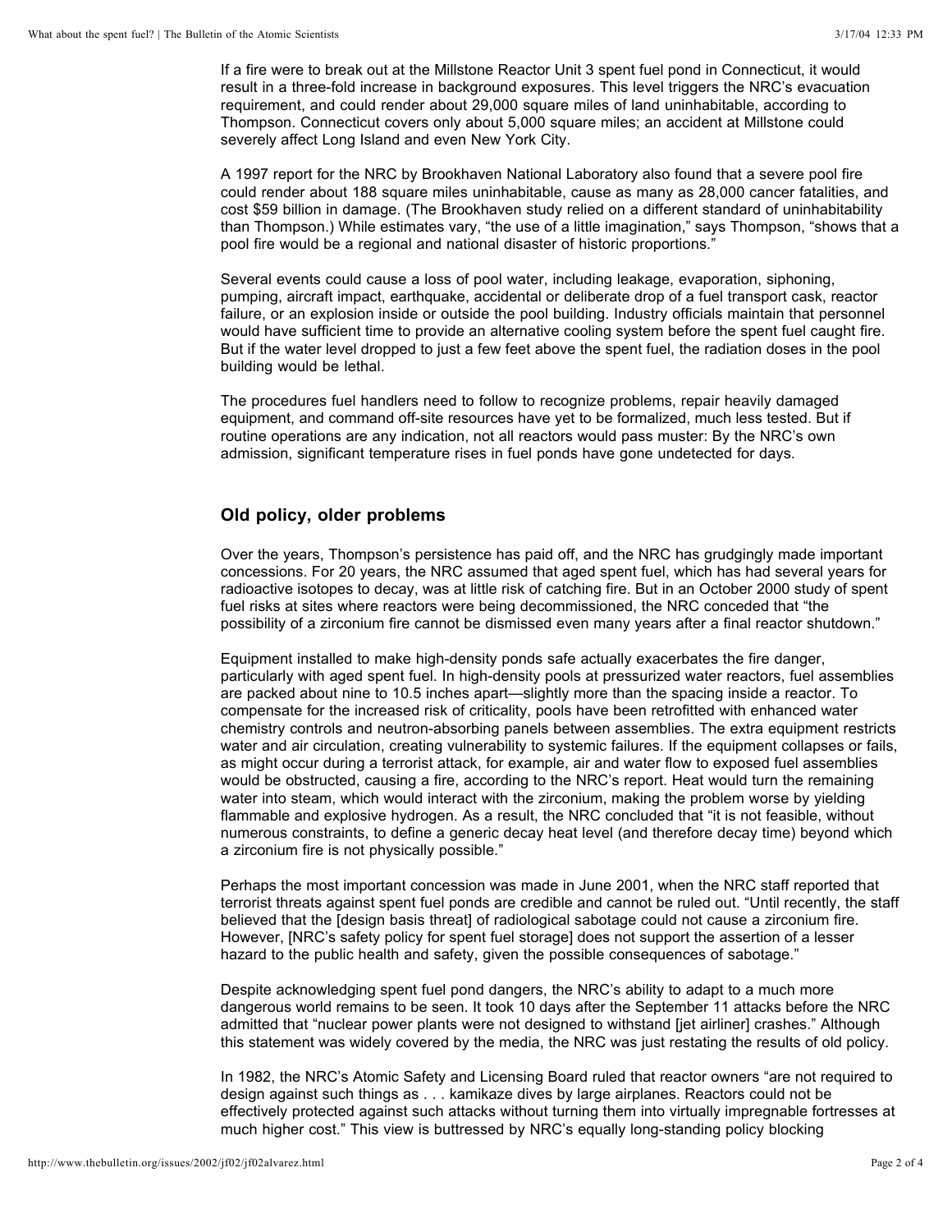If a fire were to break out at the Millstone Reactor Unit 3 spent fuel pond in Connecticut, it would result in a three-fold increase in background exposures. This level triggers the NRC's evacuation requirement, and could render about 29,000 square miles of land uninhabitable, according to Thompson. Connecticut covers only about 5,000 square miles; an accident at Millstone could severely affect Long Island and even New York City.

A 1997 report for the NRC by Brookhaven National Laboratory also found that a severe pool fire could render about 188 square miles uninhabitable, cause as many as 28,000 cancer fatalities, and cost $59 billion in damage. (The Brookhaven study relied on a different standard of uninhabitability than Thompson.) While estimates vary, "the use of a little imagination," says Thompson, "shows that a pool fire would be a regional and national disaster of historic proportions."

Several events could cause a loss of pool water, including leakage, evaporation, siphoning, pumping, aircraft impact, earthquake, accidental or deliberate drop of a fuel transport cask, reactor failure, or an explosion inside or outside the pool building. Industry officials maintain that personnel would have sufficient time to provide an alternative cooling system before the spent fuel caught fire. But if the water level dropped to just a few feet above the spent fuel, the radiation doses in the pool building would be lethal.

The procedures fuel handlers need to follow to recognize problems, repair heavily damaged equipment, and command off-site resources have yet to be formalized, much less tested. But if routine operations are any indication, not all reactors would pass muster: By the NRC's own admission, significant temperature rises in fuel ponds have gone undetected for days.

## Old policy, older problems

Over the years, Thompson's persistence has paid off, and the NRC has grudgingly made important concessions. For 20 years, the NRC assumed that aged spent fuel, which has had several years for radioactive isotopes to decay, was at little risk of catching fire. But in an October 2000 study of spent fuel risks at sites where reactors were being decommissioned, the NRC conceded that "the possibility of a zirconium fire cannot be dismissed even many years after a final reactor shutdown."

Equipment installed to make high-density ponds safe actually exacerbates the fire danger, particularly with aged spent fuel. In high-density pools at pressurized water reactors, fuel assemblies are packed about nine to 10.5 inches apart—slightly more than the spacing inside a reactor. To compensate for the increased risk of criticality, pools have been retrofitted with enhanced water chemistry controls and neutron-absorbing panels between assemblies. The extra equipment restricts water and air circulation, creating vulnerability to systemic failures. If the equipment collapses or fails, as might occur during a terrorist attack, for example, air and water flow to exposed fuel assemblies would be obstructed, causing a fire, according to the NRC's report. Heat would turn the remaining water into steam, which would interact with the zirconium, making the problem worse by yielding flammable and explosive hydrogen. As a result, the NRC concluded that "it is not feasible, without numerous constraints, to define a generic decay heat level (and therefore decay time) beyond which a zirconium fire is not physically possible."

Perhaps the most important concession was made in June 2001, when the NRC staff reported that terrorist threats against spent fuel ponds are credible and cannot be ruled out. "Until recently, the staff believed that the [design basis threat] of radiological sabotage could not cause a zirconium fire. However, [NRC's safety policy for spent fuel storage] does not support the assertion of a lesser hazard to the public health and safety, given the possible consequences of sabotage."

Despite acknowledging spent fuel pond dangers, the NRC's ability to adapt to a much more dangerous world remains to be seen. It took 10 days after the September 11 attacks before the NRC admitted that "nuclear power plants were not designed to withstand [jet airliner] crashes." Although this statement was widely covered by the media, the NRC was just restating the results of old policy.

In 1982, the NRC's Atomic Safety and Licensing Board ruled that reactor owners "are not required to design against such things as . . . kamikaze dives by large airplanes. Reactors could not be effectively protected against such attacks without turning them into virtually impregnable fortresses at much higher cost." This view is buttressed by NRC's equally long-standing policy blocking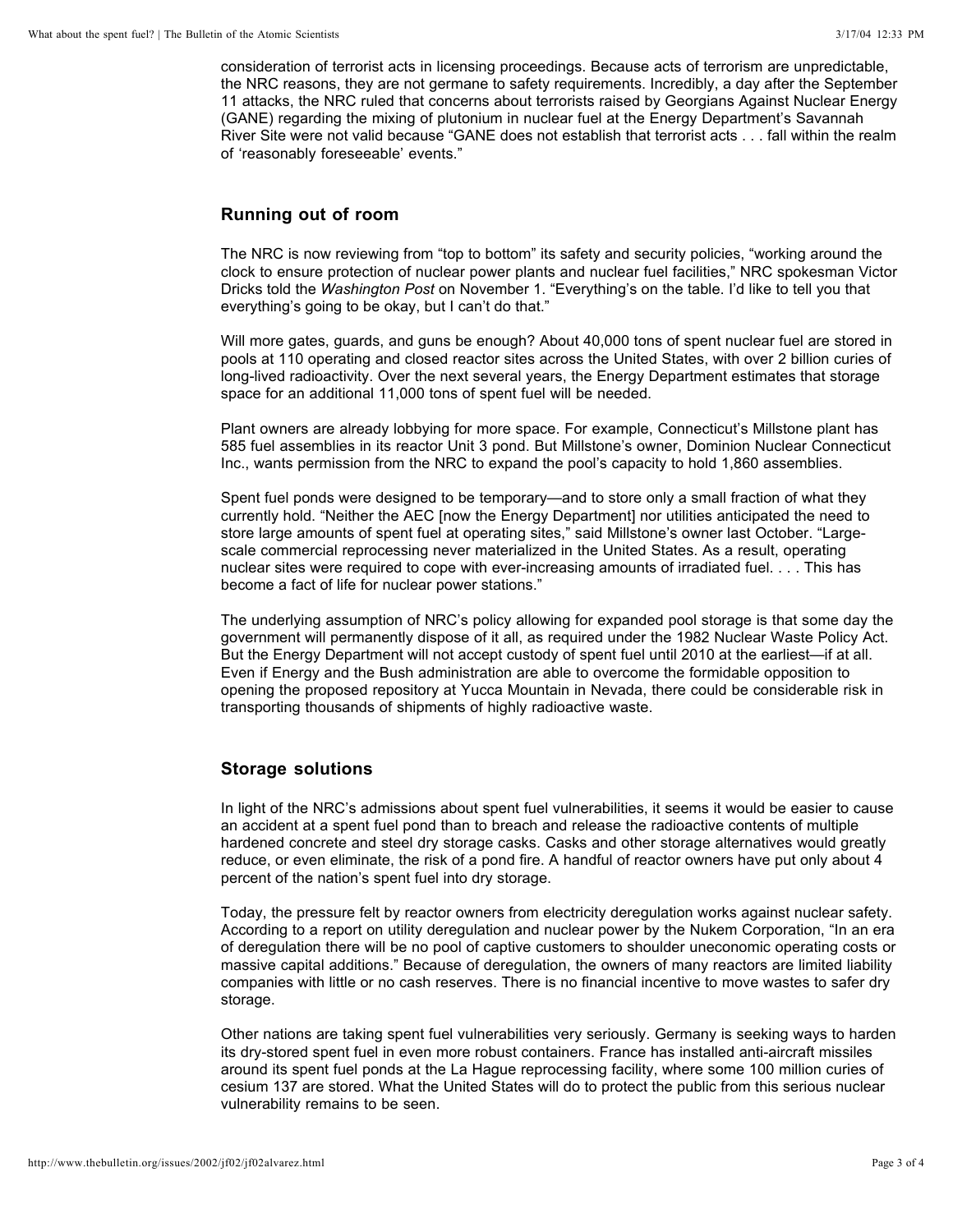consideration of terrorist acts in licensing proceedings. Because acts of terrorism are unpredictable, the NRC reasons, they are not germane to safety requirements. Incredibly, a day after the September 11 attacks, the NRC ruled that concerns about terrorists raised by Georgians Against Nuclear Energy (GANE) regarding the mixing of plutonium in nuclear fuel at the Energy Department's Savannah River Site were not valid because "GANE does not establish that terrorist acts . . . fall within the realm of 'reasonably foreseeable' events."

### Running out of room

The NRC is now reviewing from "top to bottom" its safety and security policies, "working around the clock to ensure protection of nuclear power plants and nuclear fuel facilities," NRC spokesman Victor Dricks told the *Washington Post* on November 1. "Everything's on the table. I'd like to tell you that everything's going to be okay, but I can't do that."

Will more gates, guards, and guns be enough? About 40,000 tons of spent nuclear fuel are stored in pools at 110 operating and closed reactor sites across the United States, with over 2 billion curies of long-lived radioactivity. Over the next several years, the Energy Department estimates that storage space for an additional 11,000 tons of spent fuel will be needed.

Plant owners are already lobbying for more space. For example, Connecticut's Millstone plant has 585 fuel assemblies in its reactor Unit 3 pond. But Millstone's owner, Dominion Nuclear Connecticut Inc., wants permission from the NRC to expand the pool's capacity to hold 1,860 assemblies.

Spent fuel ponds were designed to be temporary—and to store only a small fraction of what they currently hold. "Neither the AEC [now the Energy Department] nor utilities anticipated the need to store large amounts of spent fuel at operating sites," said Millstone's owner last October. "Large-scale commercial reprocessing never materialized in the United States. As a result, operating nuclear sites were required to cope with ever-increasing amounts of irradiated fuel. . . . This has become a fact of life for nuclear power stations."

The underlying assumption of NRC's policy allowing for expanded pool storage is that some day the government will permanently dispose of it all, as required under the 1982 Nuclear Waste Policy Act. But the Energy Department will not accept custody of spent fuel until 2010 at the earliest—if at all. Even if Energy and the Bush administration are able to overcome the formidable opposition to opening the proposed repository at Yucca Mountain in Nevada, there could be considerable risk in transporting thousands of shipments of highly radioactive waste.

### Storage solutions

In light of the NRC's admissions about spent fuel vulnerabilities, it seems it would be easier to cause an accident at a spent fuel pond than to breach and release the radioactive contents of multiple hardened concrete and steel dry storage casks. Casks and other storage alternatives would greatly reduce, or even eliminate, the risk of a pond fire. A handful of reactor owners have put only about 4 percent of the nation's spent fuel into dry storage.

Today, the pressure felt by reactor owners from electricity deregulation works against nuclear safety. According to a report on utility deregulation and nuclear power by the Nukem Corporation, "In an era of deregulation there will be no pool of captive customers to shoulder uneconomic operating costs or massive capital additions." Because of deregulation, the owners of many reactors are limited liability companies with little or no cash reserves. There is no financial incentive to move wastes to safer dry storage.

Other nations are taking spent fuel vulnerabilities very seriously. Germany is seeking ways to harden its dry-stored spent fuel in even more robust containers. France has installed anti-aircraft missiles around its spent fuel ponds at the La Hague reprocessing facility, where some 100 million curies of cesium 137 are stored. What the United States will do to protect the public from this serious nuclear vulnerability remains to be seen.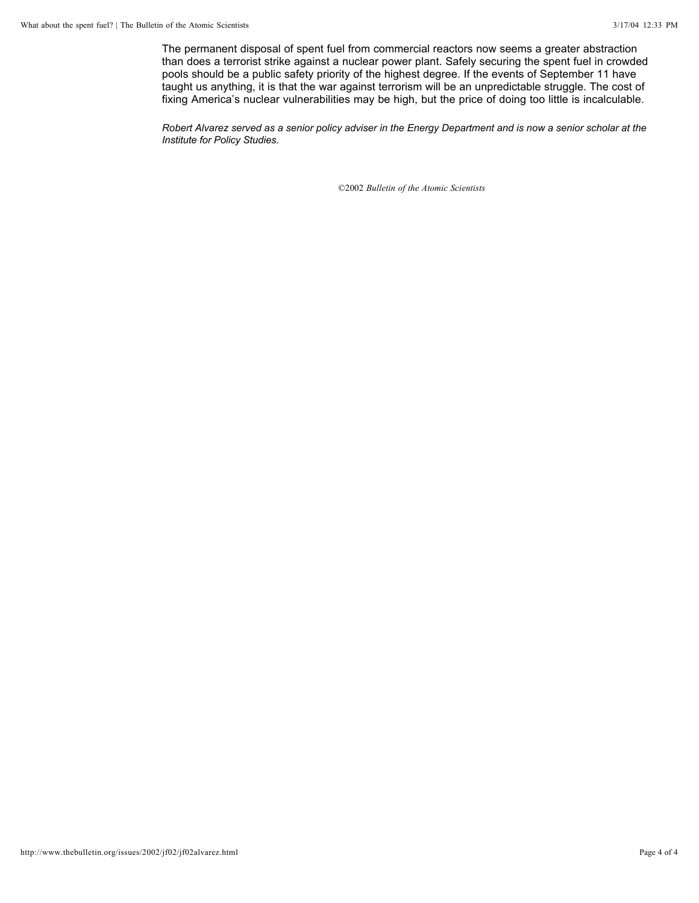The permanent disposal of spent fuel from commercial reactors now seems a greater abstraction than does a terrorist strike against a nuclear power plant. Safely securing the spent fuel in crowded pools should be a public safety priority of the highest degree. If the events of September 11 have taught us anything, it is that the war against terrorism will be an unpredictable struggle. The cost of fixing America's nuclear vulnerabilities may be high, but the price of doing too little is incalculable.

*Robert Alvarez served as a senior policy adviser in the Energy Department and is now a senior scholar at the Institute for Policy Studies.*

©2002 *Bulletin of the Atomic Scientists*